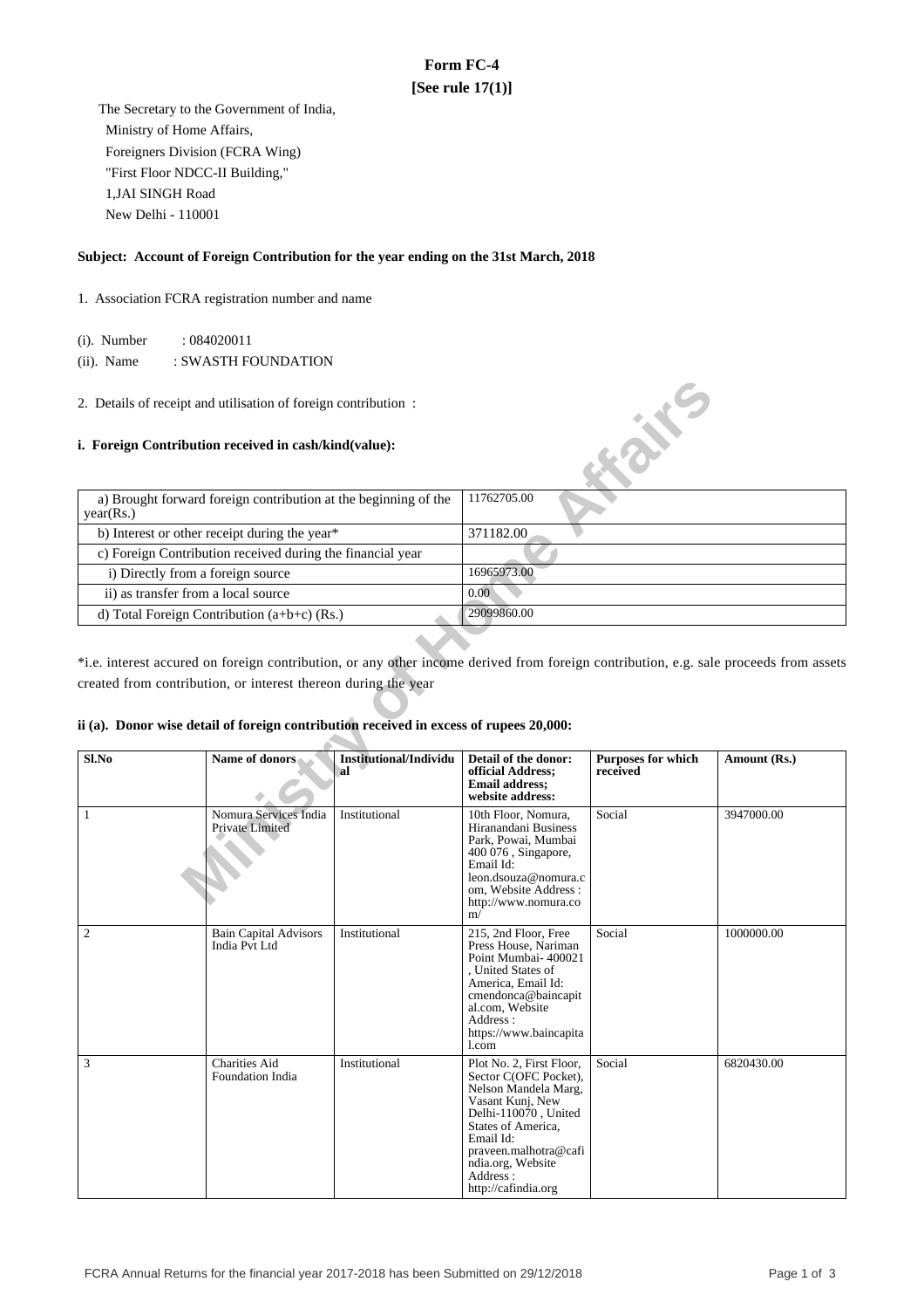# Form FC-4

**[See rule 17(1)]**

The Secretary to the Government of India,
Ministry of Home Affairs,
Foreigners Division (FCRA Wing)
"First Floor NDCC-II Building,"
1,JAI SINGH Road
New Delhi - 110001

**Subject: Account of Foreign Contribution for the year ending on the 31st March, 2018**

1. Association FCRA registration number and name

(i). Number : 084020011

(ii). Name : SWASTH FOUNDATION

2. Details of receipt and utilisation of foreign contribution :

**i. Foreign Contribution received in cash/kind(value):**

| | |
|---|---|
| a) Brought forward foreign contribution at the beginning of the year(Rs.) | 11762705.00 |
| b) Interest or other receipt during the year* | 371182.00 |
| c) Foreign Contribution received during the financial year | |
| i) Directly from a foreign source | 16965973.00 |
| ii) as transfer from a local source | 0.00 |
| d) Total Foreign Contribution (a+b+c) (Rs.) | 29099860.00 |

*i.e. interest accured on foreign contribution, or any other income derived from foreign contribution, e.g. sale proceeds from assets created from contribution, or interest thereon during the year

**ii (a). Donor wise detail of foreign contribution received in excess of rupees 20,000:**

| Sl.No | Name of donors | Institutional/Individual | Detail of the donor: official Address; Email address; website address: | Purposes for which received | Amount (Rs.) |
|---|---|---|---|---|---|
| 1 | Nomura Services India Private Limited | Institutional | 10th Floor, Nomura, Hiranandani Business Park, Powai, Mumbai 400 076 , Singapore, Email Id: leon.dsouza@nomura.com, Website Address : http://www.nomura.com/ | Social | 3947000.00 |
| 2 | Bain Capital Advisors India Pvt Ltd | Institutional | 215, 2nd Floor, Free Press House, Nariman Point Mumbai- 400021 , United States of America, Email Id: cmendonca@baincapital.com, Website Address : https://www.baincapital.com | Social | 1000000.00 |
| 3 | Charities Aid Foundation India | Institutional | Plot No. 2, First Floor, Sector C(OFC Pocket), Nelson Mandela Marg, Vasant Kunj, New Delhi-110070 , United States of America, Email Id: praveen.malhotra@cafindia.org, Website Address : http://cafindia.org | Social | 6820430.00 |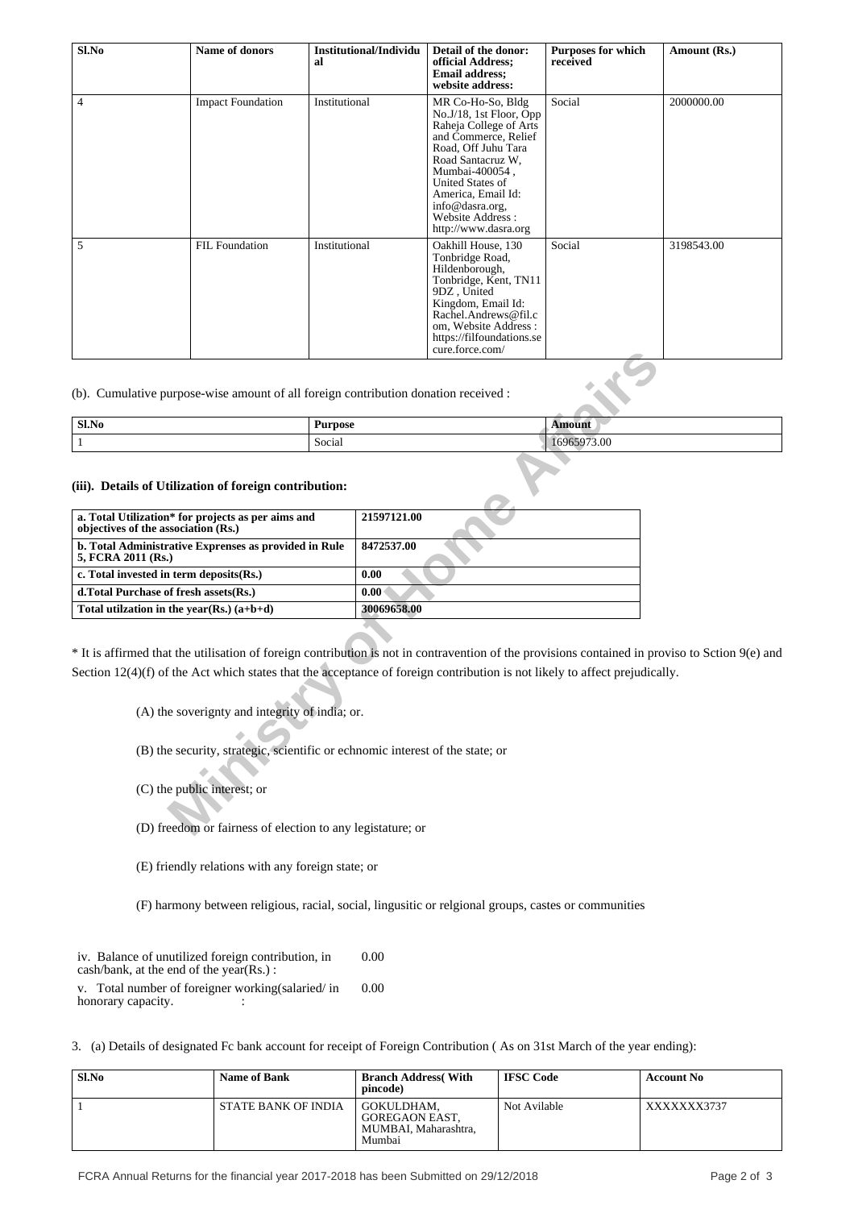| Sl.No | Name of donors | Institutional/Individual | Detail of the donor: official Address; Email address; website address: | Purposes for which received | Amount (Rs.) |
|---|---|---|---|---|---|
| 4 | Impact Foundation | Institutional | MR Co-Ho-So, Bldg No.J/18, 1st Floor, Opp Raheja College of Arts and Commerce, Relief Road, Off Juhu Tara Road Santacruz W, Mumbai-400054 , United States of America, Email Id: info@dasra.org, Website Address : http://www.dasra.org | Social | 2000000.00 |
| 5 | FIL Foundation | Institutional | Oakhill House, 130 Tonbridge Road, Hildenborough, Tonbridge, Kent, TN11 9DZ , United Kingdom, Email Id: Rachel.Andrews@fil.com, Website Address : https://filfoundations.secure.force.com/ | Social | 3198543.00 |

(b). Cumulative purpose-wise amount of all foreign contribution donation received :

| Sl.No | Purpose | Amount |
|---|---|---|
| 1 | Social | 16965973.00 |

**(iii). Details of Utilization of foreign contribution:**

| | |
|---|---|
| **a. Total Utilization* for projects as per aims and objectives of the association (Rs.)** | **21597121.00** |
| **b. Total Administrative Expenses as provided in Rule 5, FCRA 2011 (Rs.)** | **8472537.00** |
| **c. Total invested in term deposits(Rs.)** | **0.00** |
| **d.Total Purchase of fresh assets(Rs.)** | **0.00** |
| **Total utilzation in the year(Rs.) (a+b+d)** | **30069658.00** |

* It is affirmed that the utilisation of foreign contribution is not in contravention of the provisions contained in proviso to Sction 9(e) and Section 12(4)(f) of the Act which states that the acceptance of foreign contribution is not likely to affect prejudically.

(A) the soverignty and integrity of india; or.

(B) the security, strategic, scientific or echnomic interest of the state; or

(C) the public interest; or

(D) freedom or fairness of election to any legistature; or

(E) friendly relations with any foreign state; or

(F) harmony between religious, racial, social, lingusitic or relgional groups, castes or communities

| | |
|---|---|
| iv. Balance of unutilized foreign contribution, in cash/bank, at the end of the year(Rs.) : | 0.00 |
| v. Total number of foreigner working(salaried/ in honorary capacity. : | 0.00 |

3. (a) Details of designated Fc bank account for receipt of Foreign Contribution ( As on 31st March of the year ending):

| Sl.No | Name of Bank | Branch Address( With pincode) | IFSC Code | Account No |
|---|---|---|---|---|
| 1 | STATE BANK OF INDIA | GOKULDHAM, GOREGAON EAST, MUMBAI, Maharashtra, Mumbai | Not Avilable | XXXXXXX3737 |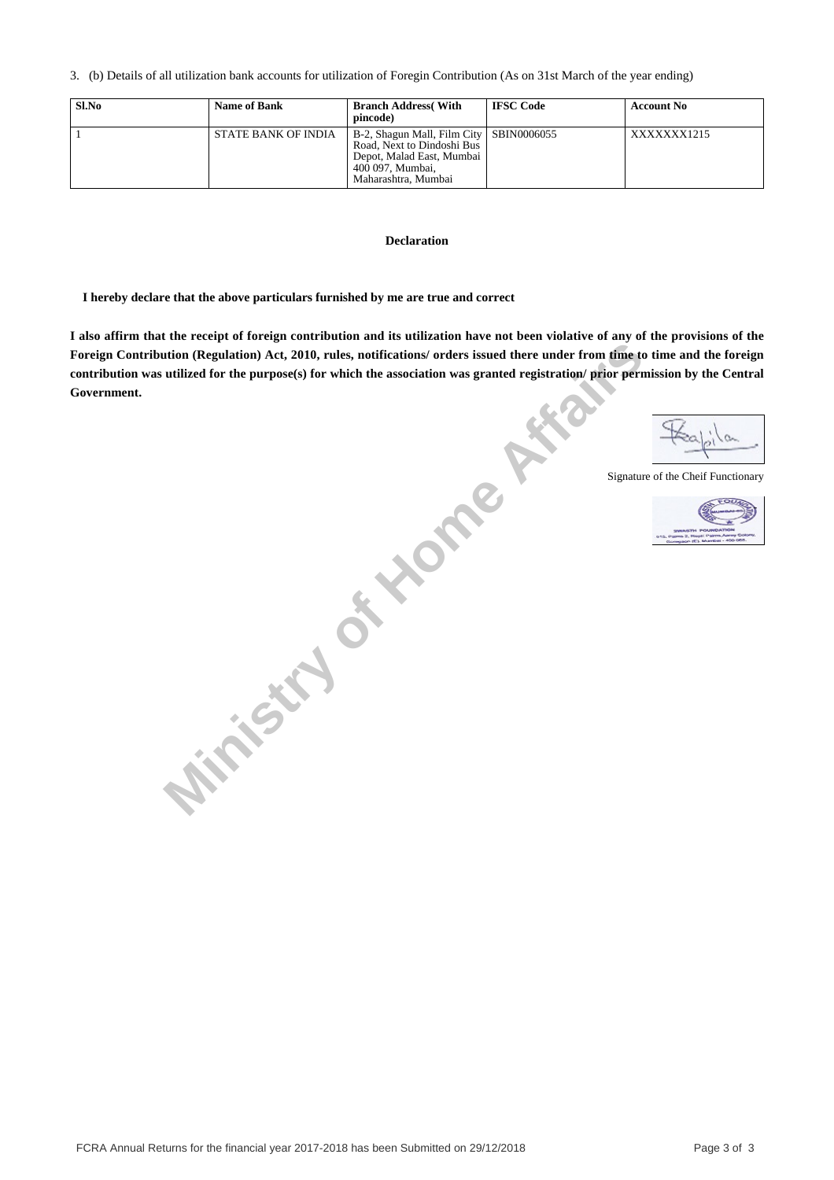3. (b) Details of all utilization bank accounts for utilization of Foregin Contribution (As on 31st March of the year ending)

| Sl.No | Name of Bank | Branch Address( With pincode) | IFSC Code | Account No |
|---|---|---|---|---|
| 1 | STATE BANK OF INDIA | B-2, Shagun Mall, Film City Road, Next to Dindoshi Bus Depot, Malad East, Mumbai 400 097, Mumbai, Maharashtra, Mumbai | SBIN0006055 | XXXXXXX1215 |

**Declaration**

**I hereby declare that the above particulars furnished by me are true and correct**

**I also affirm that the receipt of foreign contribution and its utilization have not been violative of any of the provisions of the Foreign Contribution (Regulation) Act, 2010, rules, notifications/ orders issued there under from time to time and the foreign contribution was utilized for the purpose(s) for which the association was granted registration/ prior permission by the Central Government.**

Signature of the Cheif Functionary

FCRA Annual Returns for the financial year 2017-2018 has been Submitted on 29/12/2018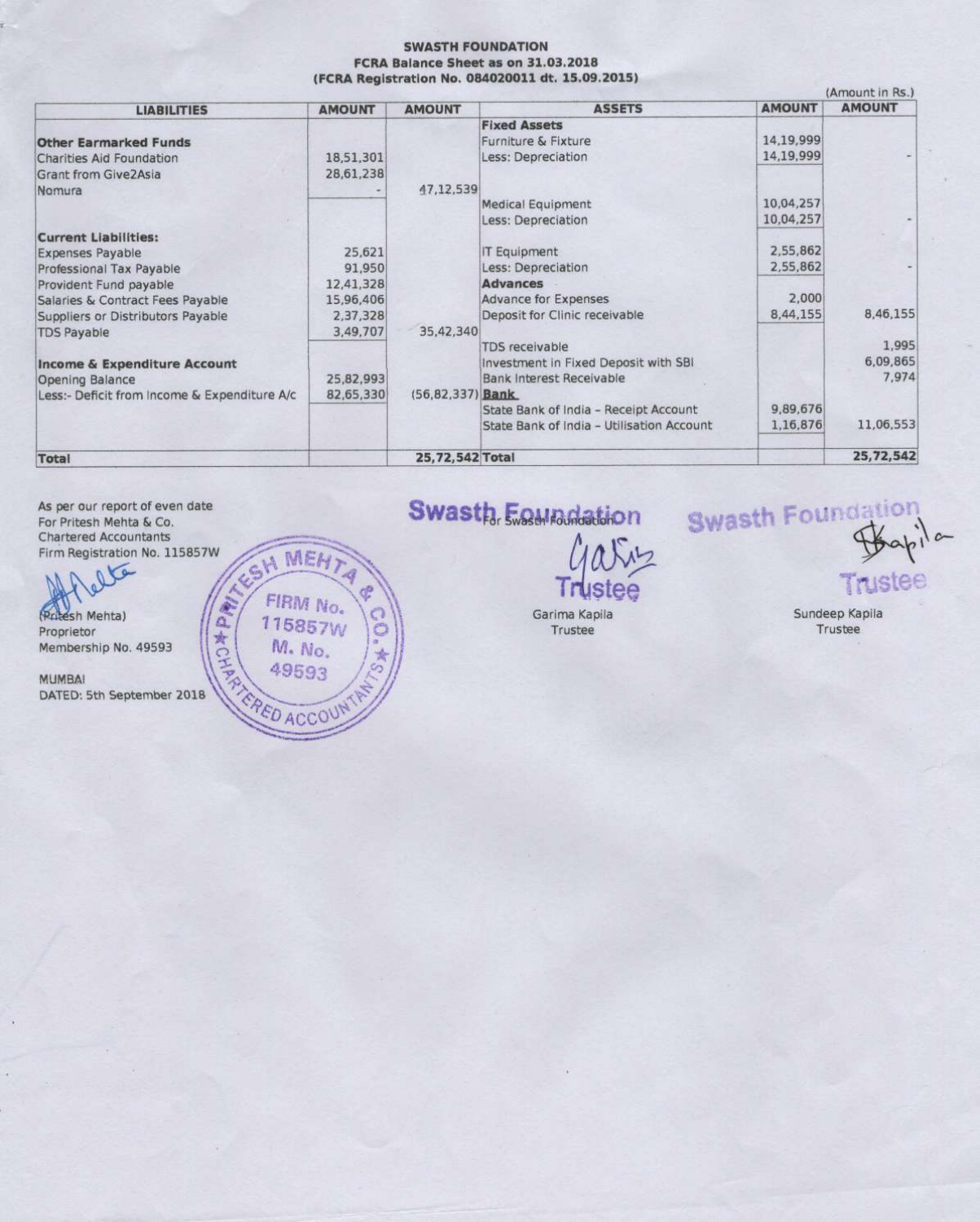**SWASTH FOUNDATION**
**FCRA Balance Sheet as on 31.03.2018**
**(FCRA Registration No. 084020011 dt. 15.09.2015)**

(Amount in Rs.)

| LIABILITIES | AMOUNT | AMOUNT | ASSETS | AMOUNT | AMOUNT |
|---|---|---|---|---|---|
| | | | **Fixed Assets** | | |
| **Other Earmarked Funds** | | | Furniture & Fixture | 14,19,999 | |
| Charities Aid Foundation | 18,51,301 | | Less: Depreciation | 14,19,999 | - |
| Grant from Give2Asia | 28,61,238 | | | | |
| Nomura | - | 47,12,539 | | | |
| | | | Medical Equipment | 10,04,257 | |
| | | | Less: Depreciation | 10,04,257 | - |
| **Current Liabilities:** | | | | | |
| Expenses Payable | 25,621 | | IT Equipment | 2,55,862 | |
| Professional Tax Payable | 91,950 | | Less: Depreciation | 2,55,862 | - |
| Provident Fund payable | 12,41,328 | | **Advances** | | |
| Salaries & Contract Fees Payable | 15,96,406 | | Advance for Expenses | 2,000 | |
| Suppliers or Distributors Payable | 2,37,328 | | Deposit for Clinic receivable | 8,44,155 | 8,46,155 |
| TDS Payable | 3,49,707 | 35,42,340 | | | |
| | | | TDS receivable | | 1,995 |
| **Income & Expenditure Account** | | | Investment in Fixed Deposit with SBI | | 6,09,865 |
| Opening Balance | 25,82,993 | | Bank Interest Receivable | | 7,974 |
| Less:- Deficit from Income & Expenditure A/c | 82,65,330 | (56,82,337) | **Bank** | | |
| | | | State Bank of India - Receipt Account | 9,89,676 | |
| | | | State Bank of India - Utilisation Account | 1,16,876 | 11,06,553 |
| **Total** | | **25,72,542** | **Total** | | **25,72,542** |

As per our report of even date
For Pritesh Mehta & Co.
Chartered Accountants
Firm Registration No. 115857W

(Pritesh Mehta)
Proprietor
Membership No. 49593

MUMBAI
DATED: 5th September 2018

For Swasth Foundation

Garima Kapila
Trustee

Sundeep Kapila
Trustee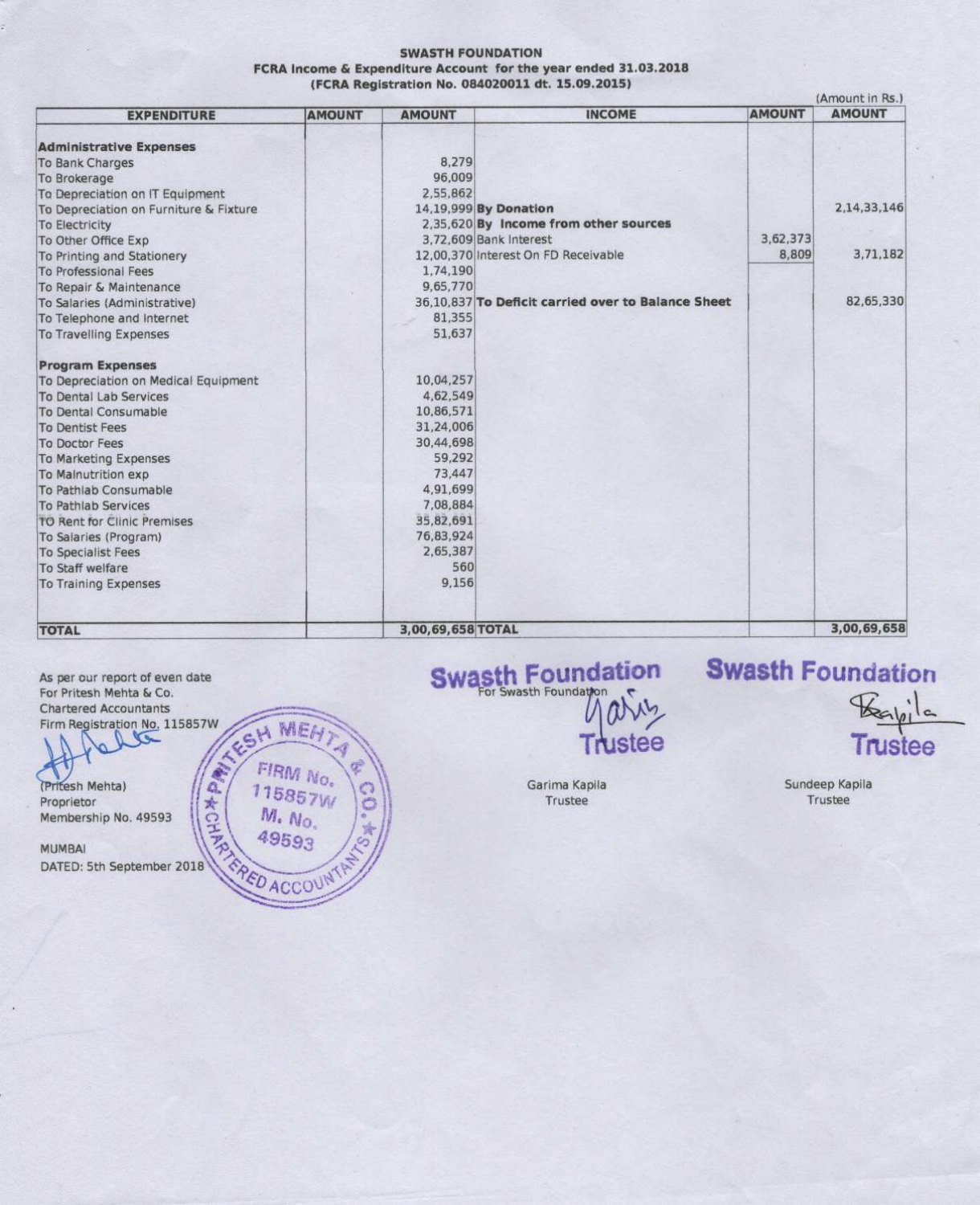**SWASTH FOUNDATION**
**FCRA Income & Expenditure Account for the year ended 31.03.2018**
**(FCRA Registration No. 084020011 dt. 15.09.2015)**

(Amount in Rs.)

| EXPENDITURE | AMOUNT | AMOUNT | INCOME | AMOUNT | AMOUNT |
|---|---|---|---|---|---|
| **Administrative Expenses** | | | | | |
| To Bank Charges | | 8,279 | | | |
| To Brokerage | | 96,009 | | | |
| To Depreciation on IT Equipment | | 2,55,862 | | | |
| To Depreciation on Furniture & Fixture | | 14,19,999 | **By Donation** | | 2,14,33,146 |
| To Electricity | | 2,35,620 | **By Income from other sources** | | |
| To Other Office Exp | | 3,72,609 | Bank Interest | 3,62,373 | |
| To Printing and Stationery | | 12,00,370 | Interest On FD Receivable | 8,809 | 3,71,182 |
| To Professional Fees | | 1,74,190 | | | |
| To Repair & Maintenance | | 9,65,770 | | | |
| To Salaries (Administrative) | | 36,10,837 | **To Deficit carried over to Balance Sheet** | | 82,65,330 |
| To Telephone and Internet | | 81,355 | | | |
| To Travelling Expenses | | 51,637 | | | |
| **Program Expenses** | | | | | |
| To Depreciation on Medical Equipment | | 10,04,257 | | | |
| To Dental Lab Services | | 4,62,549 | | | |
| To Dental Consumable | | 10,86,571 | | | |
| To Dentist Fees | | 31,24,006 | | | |
| To Doctor Fees | | 30,44,698 | | | |
| To Marketing Expenses | | 59,292 | | | |
| To Malnutrition exp | | 73,447 | | | |
| To Pathlab Consumable | | 4,91,699 | | | |
| To Pathlab Services | | 7,08,884 | | | |
| TO Rent for Clinic Premises | | 35,82,691 | | | |
| To Salaries (Program) | | 76,83,924 | | | |
| To Specialist Fees | | 2,65,387 | | | |
| To Staff welfare | | 560 | | | |
| To Training Expenses | | 9,156 | | | |
| **TOTAL** | | **3,00,69,658** | **TOTAL** | | **3,00,69,658** |

As per our report of even date
For Pritesh Mehta & Co.
Chartered Accountants
Firm Registration No. 115857W

(Pritesh Mehta)
Proprietor
Membership No. 49593

MUMBAI
DATED: 5th September 2018

PRITESH MEHTA & CO. CHARTERED ACCOUNTANTS FIRM No. 115857W M. No. 49593

**Swasth Foundation**
For Swasth Foundation
**Trustee**

Garima Kapila
Trustee

**Swasth Foundation**
**Trustee**

Sundeep Kapila
Trustee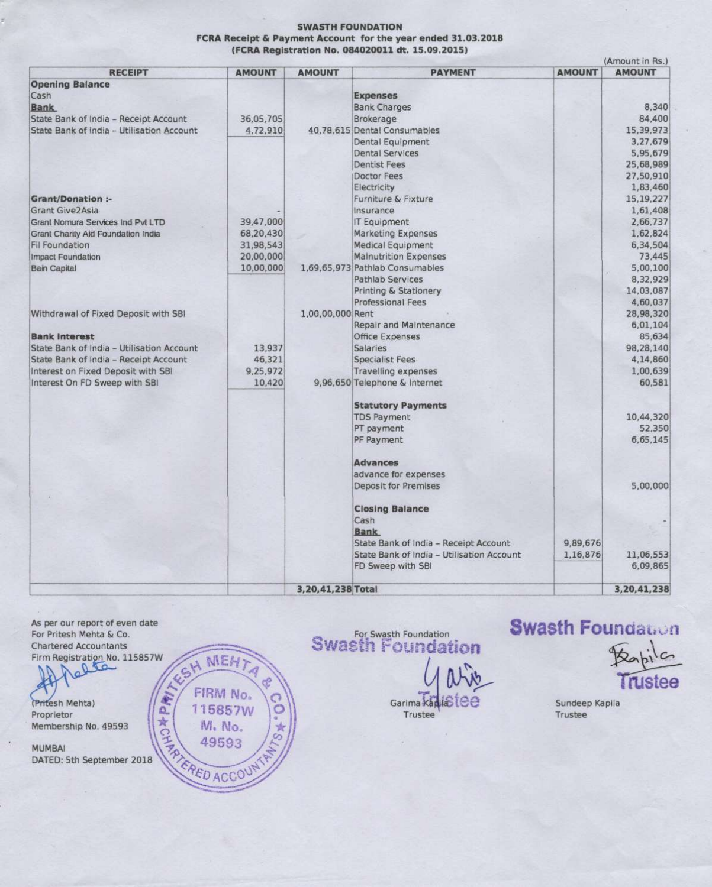**SWASTH FOUNDATION**
**FCRA Receipt & Payment Account for the year ended 31.03.2018**
**(FCRA Registration No. 084020011 dt. 15.09.2015)**

(Amount in Rs.)

| RECEIPT | AMOUNT | AMOUNT | PAYMENT | AMOUNT | AMOUNT |
|---|---|---|---|---|---|
| **Opening Balance** | | | | | |
| Cash | | | **Expenses** | | |
| **Bank** | | | Bank Charges | | 8,340 |
| State Bank of India - Receipt Account | 36,05,705 | | Brokerage | | 84,400 |
| State Bank of India - Utilisation Account | 4,72,910 | 40,78,615 | Dental Consumables | | 15,39,973 |
| | | | Dental Equipment | | 3,27,679 |
| | | | Dental Services | | 5,95,679 |
| | | | Dentist Fees | | 25,68,989 |
| | | | Doctor Fees | | 27,50,910 |
| | | | Electricity | | 1,83,460 |
| **Grant/Donation :-** | | | Furniture & Fixture | | 15,19,227 |
| Grant Give2Asia | - | | Insurance | | 1,61,408 |
| Grant Nomura Services Ind Pvt LTD | 39,47,000 | | IT Equipment | | 2,66,737 |
| Grant Charity Aid Foundation India | 68,20,430 | | Marketing Expenses | | 1,62,824 |
| Fil Foundation | 31,98,543 | | Medical Equipment | | 6,34,504 |
| Impact Foundation | 20,00,000 | | Malnutrition Expenses | | 73,445 |
| Bain Capital | 10,00,000 | 1,69,65,973 | Pathlab Consumables | | 5,00,100 |
| | | | Pathlab Services | | 8,32,929 |
| | | | Printing & Stationery | | 14,03,087 |
| | | | Professional Fees | | 4,60,037 |
| Withdrawal of Fixed Deposit with SBI | | 1,00,00,000 | Rent | | 28,98,320 |
| | | | Repair and Maintenance | | 6,01,104 |
| **Bank Interest** | | | Office Expenses | | 85,634 |
| State Bank of India - Utilisation Account | 13,937 | | Salaries | | 98,28,140 |
| State Bank of India - Receipt Account | 46,321 | | Specialist Fees | | 4,14,860 |
| Interest on Fixed Deposit with SBI | 9,25,972 | | Travelling expenses | | 1,00,639 |
| Interest On FD Sweep with SBI | 10,420 | 9,96,650 | Telephone & Internet | | 60,581 |
| | | | **Statutory Payments** | | |
| | | | TDS Payment | | 10,44,320 |
| | | | PT payment | | 52,350 |
| | | | PF Payment | | 6,65,145 |
| | | | **Advances** | | |
| | | | advance for expenses | | |
| | | | Deposit for Premises | | 5,00,000 |
| | | | **Closing Balance** | | |
| | | | Cash | | - |
| | | | **Bank** | | |
| | | | State Bank of India - Receipt Account | 9,89,676 | |
| | | | State Bank of India - Utilisation Account | 1,16,876 | 11,06,553 |
| | | | FD Sweep with SBI | | 6,09,865 |
| | | 3,20,41,238 | **Total** | | 3,20,41,238 |

As per our report of even date
For Pritesh Mehta & Co.
Chartered Accountants
Firm Registration No. 115857W

(Pritesh Mehta)
Proprietor
Membership No. 49593

MUMBAI
DATED: 5th September 2018

PRITESH MEHTA & CO. FIRM No. 115857W M. No. 49593 CHARTERED ACCOUNTANTS

For Swasth Foundation
Swasth Foundation

Garima Kapila
Trustee

Swasth Foundation
Trustee

Sundeep Kapila
Trustee